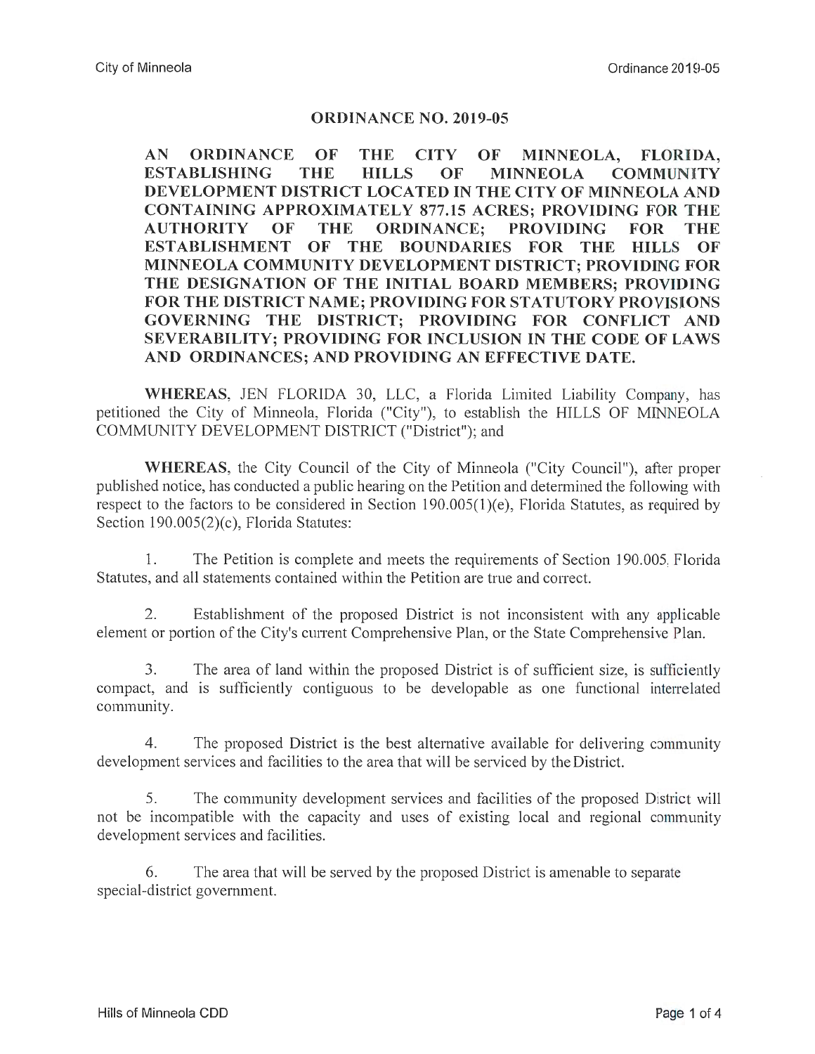# ORDINANCE NO. 2019-05

**AN ORDINANCE OF THE CITY OF MINNEOLA, FLORIDA, ESTABLISHING THE HILLS OF MINNEOLA COMMUNITY DEVELOPMENT DISTRICT LOCATED IN THE CITY OF MINNEOLA AND CONTAINING APPROXIMATELY 877.15 ACRES; PROVIDING FOR THE AUTHORITY OF THE ORDINANCE; PROVIDING FOR THE ESTABLISHMENT OF THE BOUNDARIES FOR THE HILLS OF MINNEOLA COMMUNITY DEVELOPMENT DISTRICT; PROVIDING FOR THE DESIGNATION OF THE INITIAL BOARD MEMBERS; PROVIDING FOR THE DISTRICT NAME; PROVIDING FOR STATUTORY PROVISIONS GOVERNING THE DISTRICT; PROVIDING FOR CONFLICT AND SEVERABILITY; PROVIDING FOR INCLUSION IN THE CODE OF LAWS AND ORDINANCES; AND PROVIDING AN EFFECTIVE DATE.**

**WHEREAS**, JEN FLORIDA 30, LLC, a Florida Limited Liability Company, has petitioned the City of Minneola, Florida ("City"), to establish the HILLS OF MINNEOLA COMMUNITY DEVELOPMENT DISTRICT ("District"); and

**WHEREAS**, the City Council of the City of Minneola ("City Council"), after proper published notice, has conducted a public hearing on the Petition and determined the following with respect to the factors to be considered in Section 190.005(1)(e), Florida Statutes, as required by Section 190.005(2)(c), Florida Statutes:

1. The Petition is complete and meets the requirements of Section 190.005, Florida Statutes, and all statements contained within the Petition are true and correct.

2. Establishment of the proposed District is not inconsistent with any applicable element or portion of the City's current Comprehensive Plan, or the State Comprehensive Plan.

3. The area of land within the proposed District is of sufficient size, is sufficiently compact, and is sufficiently contiguous to be developable as one functional interrelated community.

4. The proposed District is the best alternative available for delivering community development services and facilities to the area that will be serviced by the District.

5. The community development services and facilities of the proposed District will not be incompatible with the capacity and uses of existing local and regional community development services and facilities.

6. The area that will be served by the proposed District is amenable to separate special-district government.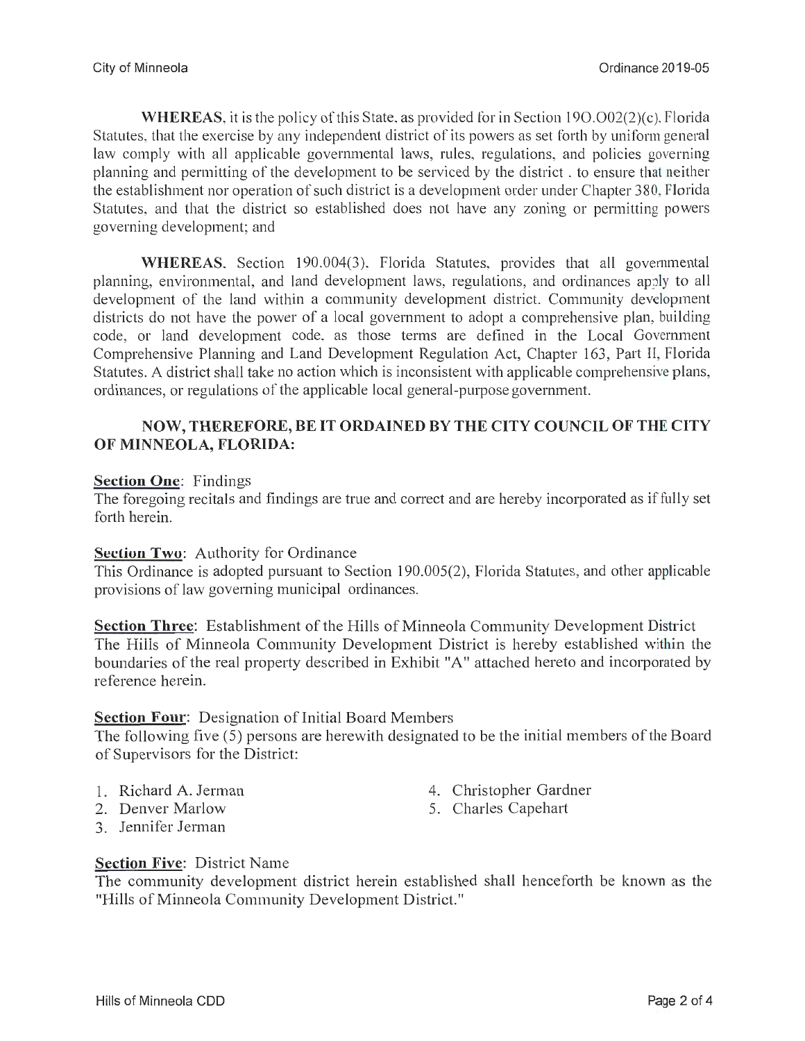**WHEREAS**, it is the policy of this State, as provided for in Section 190.002(2)(c), Florida Statutes, that the exercise by any independent district of its powers as set forth by uniform general law comply with all applicable governmental laws, rules, regulations, and policies governing planning and permitting of the development to be serviced by the district , to ensure that neither the establishment nor operation of such district is a development order under Chapter 380, Florida Statutes, and that the district so established does not have any zoning or permitting powers governing development; and

**WHEREAS**, Section 190.004(3), Florida Statutes, provides that all governmental planning, environmental, and land development laws, regulations, and ordinances apply to all development of the land within a community development district. Community development districts do not have the power of a local government to adopt a comprehensive plan, building code, or land development code, as those terms are defined in the Local Government Comprehensive Planning and Land Development Regulation Act, Chapter 163, Part II, Florida Statutes. A district shall take no action which is inconsistent with applicable comprehensive plans, ordinances, or regulations of the applicable local general-purpose government.

**NOW, THEREFORE, BE IT ORDAINED BY THE CITY COUNCIL OF THE CITY OF MINNEOLA, FLORIDA:**

**Section One**: Findings
The foregoing recitals and findings are true and correct and are hereby incorporated as if fully set forth herein.

**Section Two**: Authority for Ordinance
This Ordinance is adopted pursuant to Section 190.005(2), Florida Statutes, and other applicable provisions of law governing municipal ordinances.

**Section Three**: Establishment of the Hills of Minneola Community Development District
The Hills of Minneola Community Development District is hereby established within the boundaries of the real property described in Exhibit "A" attached hereto and incorporated by reference herein.

**Section Four**: Designation of Initial Board Members
The following five (5) persons are herewith designated to be the initial members of the Board of Supervisors for the District:

1. Richard A. Jerman
2. Denver Marlow
3. Jennifer Jerman
4. Christopher Gardner
5. Charles Capehart

**Section Five**: District Name
The community development district herein established shall henceforth be known as the "Hills of Minneola Community Development District."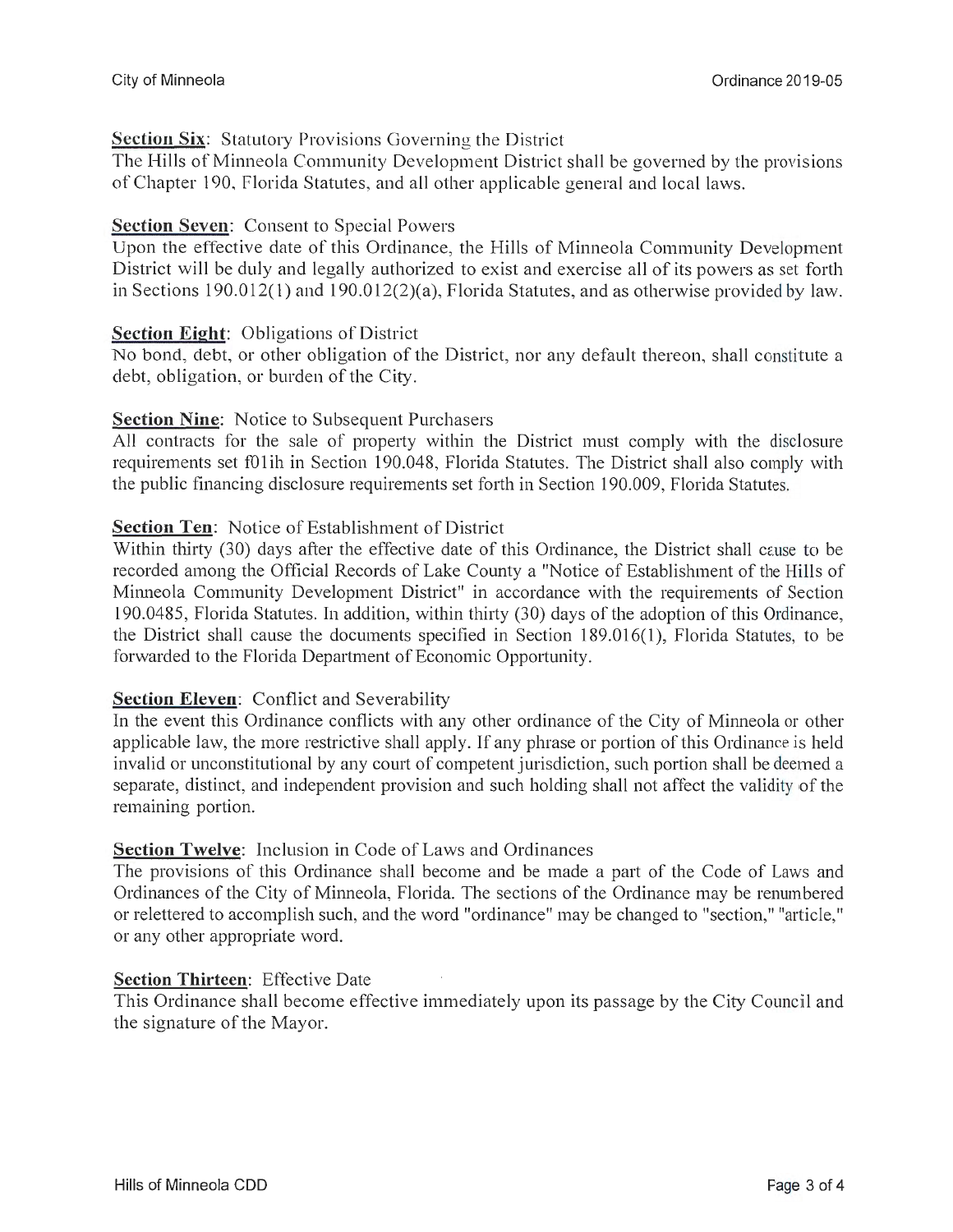**Section Six**: Statutory Provisions Governing the District
The Hills of Minneola Community Development District shall be governed by the provisions of Chapter 190, Florida Statutes, and all other applicable general and local laws.

**Section Seven**: Consent to Special Powers
Upon the effective date of this Ordinance, the Hills of Minneola Community Development District will be duly and legally authorized to exist and exercise all of its powers as set forth in Sections 190.012(1) and 190.012(2)(a), Florida Statutes, and as otherwise provided by law.

**Section Eight**: Obligations of District
No bond, debt, or other obligation of the District, nor any default thereon, shall constitute a debt, obligation, or burden of the City.

**Section Nine**: Notice to Subsequent Purchasers
All contracts for the sale of property within the District must comply with the disclosure requirements set f01ih in Section 190.048, Florida Statutes. The District shall also comply with the public financing disclosure requirements set forth in Section 190.009, Florida Statutes.

**Section Ten**: Notice of Establishment of District
Within thirty (30) days after the effective date of this Ordinance, the District shall cause to be recorded among the Official Records of Lake County a "Notice of Establishment of the Hills of Minneola Community Development District" in accordance with the requirements of Section 190.0485, Florida Statutes. In addition, within thirty (30) days of the adoption of this Ordinance, the District shall cause the documents specified in Section 189.016(1), Florida Statutes, to be forwarded to the Florida Department of Economic Opportunity.

**Section Eleven**: Conflict and Severability
In the event this Ordinance conflicts with any other ordinance of the City of Minneola or other applicable law, the more restrictive shall apply. If any phrase or portion of this Ordinance is held invalid or unconstitutional by any court of competent jurisdiction, such portion shall be deemed a separate, distinct, and independent provision and such holding shall not affect the validity of the remaining portion.

**Section Twelve**: Inclusion in Code of Laws and Ordinances
The provisions of this Ordinance shall become and be made a part of the Code of Laws and Ordinances of the City of Minneola, Florida. The sections of the Ordinance may be renumbered or relettered to accomplish such, and the word "ordinance" may be changed to "section," "article," or any other appropriate word.

**Section Thirteen**: Effective Date
This Ordinance shall become effective immediately upon its passage by the City Council and the signature of the Mayor.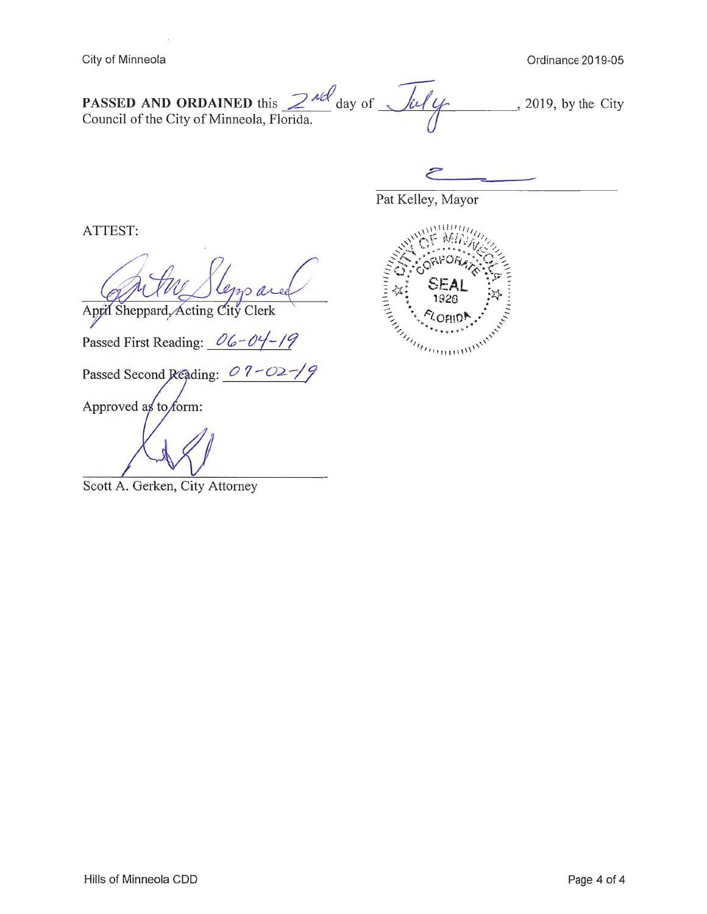**PASSED AND ORDAINED** this 2nd day of July, 2019, by the City Council of the City of Minneola, Florida.

Pat Kelley, Mayor

ATTEST:

April Sheppard, Acting City Clerk

Passed First Reading: 06-04-19

Passed Second Reading: 07-02-19

Approved as to form:

Scott A. Gerken, City Attorney

CITY OF MINNEOLA CORPORATE SEAL 1926 FLORIDA